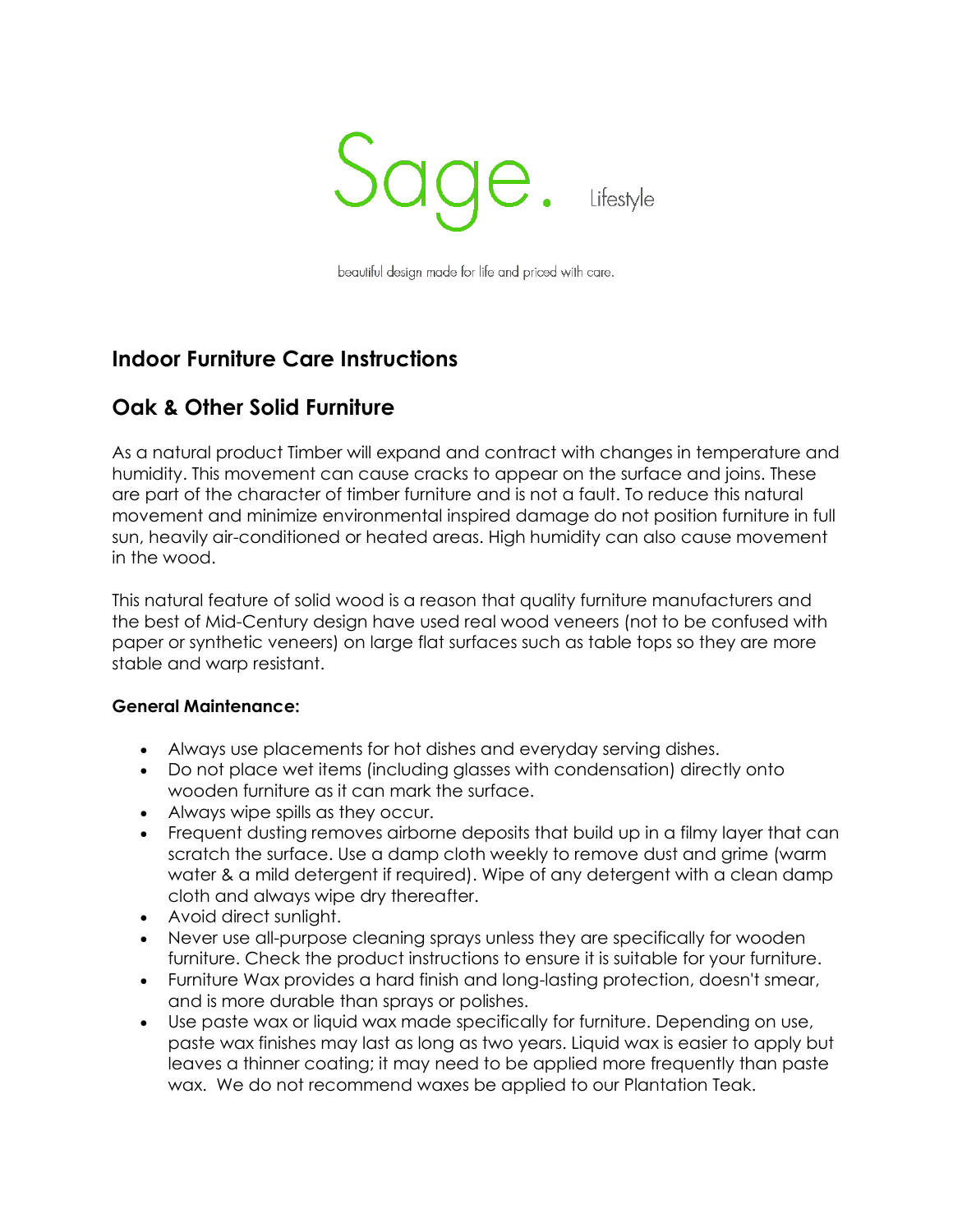Sage. Lifestyle

beautiful design made for life and priced with care.

# Indoor Furniture Care Instructions

## Oak & Other Solid Furniture

As a natural product Timber will expand and contract with changes in temperature and humidity. This movement can cause cracks to appear on the surface and joins. These are part of the character of timber furniture and is not a fault. To reduce this natural movement and minimize environmental inspired damage do not position furniture in full sun, heavily air-conditioned or heated areas. High humidity can also cause movement in the wood.

This natural feature of solid wood is a reason that quality furniture manufacturers and the best of Mid-Century design have used real wood veneers (not to be confused with paper or synthetic veneers) on large flat surfaces such as table tops so they are more stable and warp resistant.

**General Maintenance:**

- Always use placements for hot dishes and everyday serving dishes.
- Do not place wet items (including glasses with condensation) directly onto wooden furniture as it can mark the surface.
- Always wipe spills as they occur.
- Frequent dusting removes airborne deposits that build up in a filmy layer that can scratch the surface. Use a damp cloth weekly to remove dust and grime (warm water & a mild detergent if required). Wipe of any detergent with a clean damp cloth and always wipe dry thereafter.
- Avoid direct sunlight.
- Never use all-purpose cleaning sprays unless they are specifically for wooden furniture. Check the product instructions to ensure it is suitable for your furniture.
- Furniture Wax provides a hard finish and long-lasting protection, doesn't smear, and is more durable than sprays or polishes.
- Use paste wax or liquid wax made specifically for furniture. Depending on use, paste wax finishes may last as long as two years. Liquid wax is easier to apply but leaves a thinner coating; it may need to be applied more frequently than paste wax. We do not recommend waxes be applied to our Plantation Teak.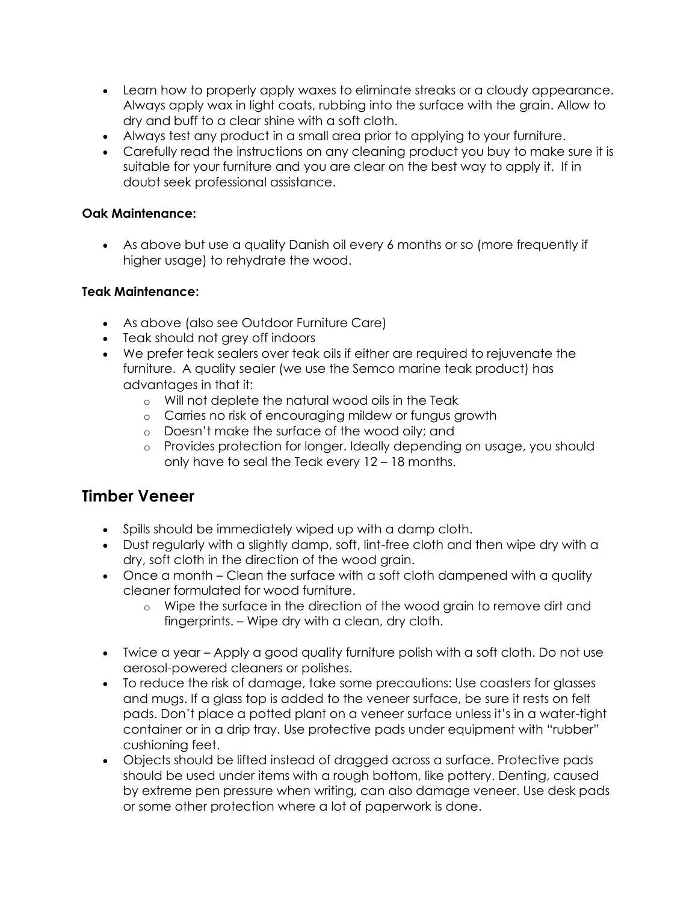- Learn how to properly apply waxes to eliminate streaks or a cloudy appearance. Always apply wax in light coats, rubbing into the surface with the grain. Allow to dry and buff to a clear shine with a soft cloth.
- Always test any product in a small area prior to applying to your furniture.
- Carefully read the instructions on any cleaning product you buy to make sure it is suitable for your furniture and you are clear on the best way to apply it. If in doubt seek professional assistance.

**Oak Maintenance:**

- As above but use a quality Danish oil every 6 months or so (more frequently if higher usage) to rehydrate the wood.

**Teak Maintenance:**

- As above (also see Outdoor Furniture Care)
- Teak should not grey off indoors
- We prefer teak sealers over teak oils if either are required to rejuvenate the furniture. A quality sealer (we use the Semco marine teak product) has advantages in that it:
    - Will not deplete the natural wood oils in the Teak
    - Carries no risk of encouraging mildew or fungus growth
    - Doesn't make the surface of the wood oily; and
    - Provides protection for longer. Ideally depending on usage, you should only have to seal the Teak every 12 – 18 months.

## Timber Veneer

- Spills should be immediately wiped up with a damp cloth.
- Dust regularly with a slightly damp, soft, lint-free cloth and then wipe dry with a dry, soft cloth in the direction of the wood grain.
- Once a month – Clean the surface with a soft cloth dampened with a quality cleaner formulated for wood furniture.
    - Wipe the surface in the direction of the wood grain to remove dirt and fingerprints. – Wipe dry with a clean, dry cloth.

- Twice a year – Apply a good quality furniture polish with a soft cloth. Do not use aerosol-powered cleaners or polishes.
- To reduce the risk of damage, take some precautions: Use coasters for glasses and mugs. If a glass top is added to the veneer surface, be sure it rests on felt pads. Don't place a potted plant on a veneer surface unless it's in a water-tight container or in a drip tray. Use protective pads under equipment with "rubber" cushioning feet.
- Objects should be lifted instead of dragged across a surface. Protective pads should be used under items with a rough bottom, like pottery. Denting, caused by extreme pen pressure when writing, can also damage veneer. Use desk pads or some other protection where a lot of paperwork is done.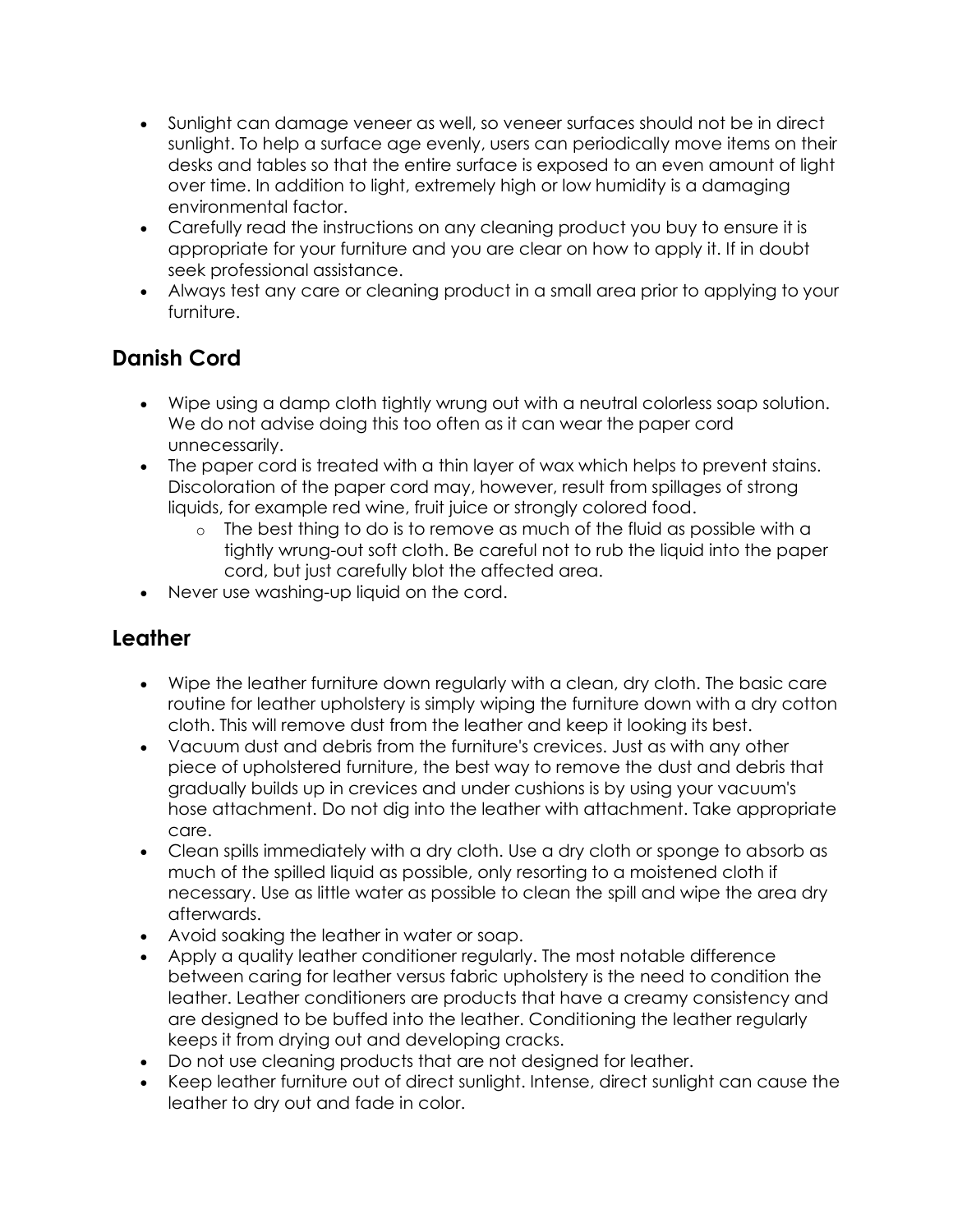- Sunlight can damage veneer as well, so veneer surfaces should not be in direct sunlight. To help a surface age evenly, users can periodically move items on their desks and tables so that the entire surface is exposed to an even amount of light over time. In addition to light, extremely high or low humidity is a damaging environmental factor.
- Carefully read the instructions on any cleaning product you buy to ensure it is appropriate for your furniture and you are clear on how to apply it. If in doubt seek professional assistance.
- Always test any care or cleaning product in a small area prior to applying to your furniture.

## Danish Cord

- Wipe using a damp cloth tightly wrung out with a neutral colorless soap solution. We do not advise doing this too often as it can wear the paper cord unnecessarily.
- The paper cord is treated with a thin layer of wax which helps to prevent stains. Discoloration of the paper cord may, however, result from spillages of strong liquids, for example red wine, fruit juice or strongly colored food.
  - The best thing to do is to remove as much of the fluid as possible with a tightly wrung-out soft cloth. Be careful not to rub the liquid into the paper cord, but just carefully blot the affected area.
- Never use washing-up liquid on the cord.

## Leather

- Wipe the leather furniture down regularly with a clean, dry cloth. The basic care routine for leather upholstery is simply wiping the furniture down with a dry cotton cloth. This will remove dust from the leather and keep it looking its best.
- Vacuum dust and debris from the furniture's crevices. Just as with any other piece of upholstered furniture, the best way to remove the dust and debris that gradually builds up in crevices and under cushions is by using your vacuum's hose attachment. Do not dig into the leather with attachment. Take appropriate care.
- Clean spills immediately with a dry cloth. Use a dry cloth or sponge to absorb as much of the spilled liquid as possible, only resorting to a moistened cloth if necessary. Use as little water as possible to clean the spill and wipe the area dry afterwards.
- Avoid soaking the leather in water or soap.
- Apply a quality leather conditioner regularly. The most notable difference between caring for leather versus fabric upholstery is the need to condition the leather. Leather conditioners are products that have a creamy consistency and are designed to be buffed into the leather. Conditioning the leather regularly keeps it from drying out and developing cracks.
- Do not use cleaning products that are not designed for leather.
- Keep leather furniture out of direct sunlight. Intense, direct sunlight can cause the leather to dry out and fade in color.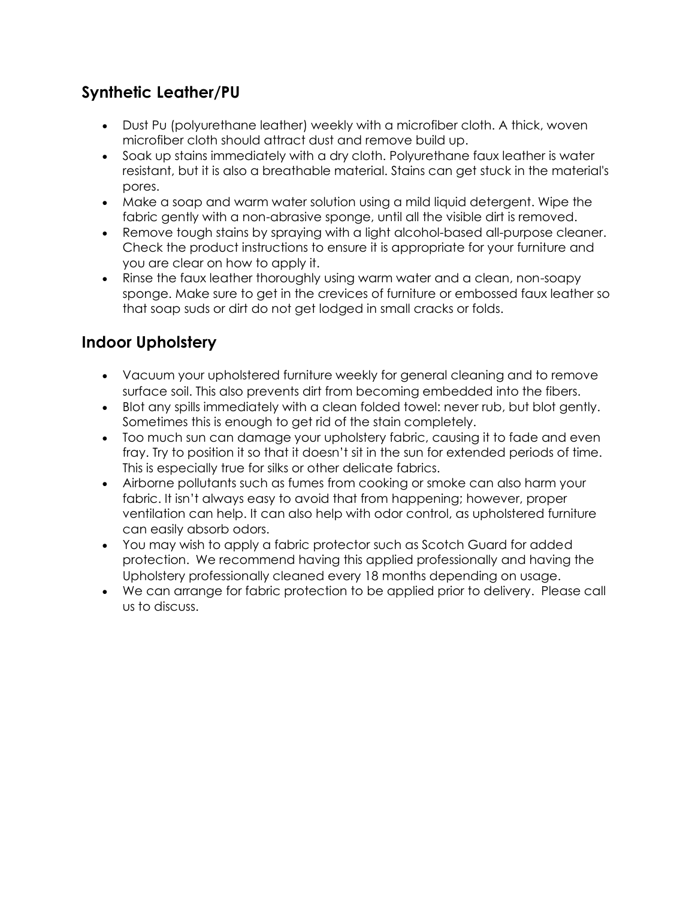## Synthetic Leather/PU

- Dust Pu (polyurethane leather) weekly with a microfiber cloth. A thick, woven microfiber cloth should attract dust and remove build up.
- Soak up stains immediately with a dry cloth. Polyurethane faux leather is water resistant, but it is also a breathable material. Stains can get stuck in the material's pores.
- Make a soap and warm water solution using a mild liquid detergent. Wipe the fabric gently with a non-abrasive sponge, until all the visible dirt is removed.
- Remove tough stains by spraying with a light alcohol-based all-purpose cleaner. Check the product instructions to ensure it is appropriate for your furniture and you are clear on how to apply it.
- Rinse the faux leather thoroughly using warm water and a clean, non-soapy sponge. Make sure to get in the crevices of furniture or embossed faux leather so that soap suds or dirt do not get lodged in small cracks or folds.

## Indoor Upholstery

- Vacuum your upholstered furniture weekly for general cleaning and to remove surface soil. This also prevents dirt from becoming embedded into the fibers.
- Blot any spills immediately with a clean folded towel: never rub, but blot gently. Sometimes this is enough to get rid of the stain completely.
- Too much sun can damage your upholstery fabric, causing it to fade and even fray. Try to position it so that it doesn't sit in the sun for extended periods of time. This is especially true for silks or other delicate fabrics.
- Airborne pollutants such as fumes from cooking or smoke can also harm your fabric. It isn't always easy to avoid that from happening; however, proper ventilation can help. It can also help with odor control, as upholstered furniture can easily absorb odors.
- You may wish to apply a fabric protector such as Scotch Guard for added protection. We recommend having this applied professionally and having the Upholstery professionally cleaned every 18 months depending on usage.
- We can arrange for fabric protection to be applied prior to delivery. Please call us to discuss.